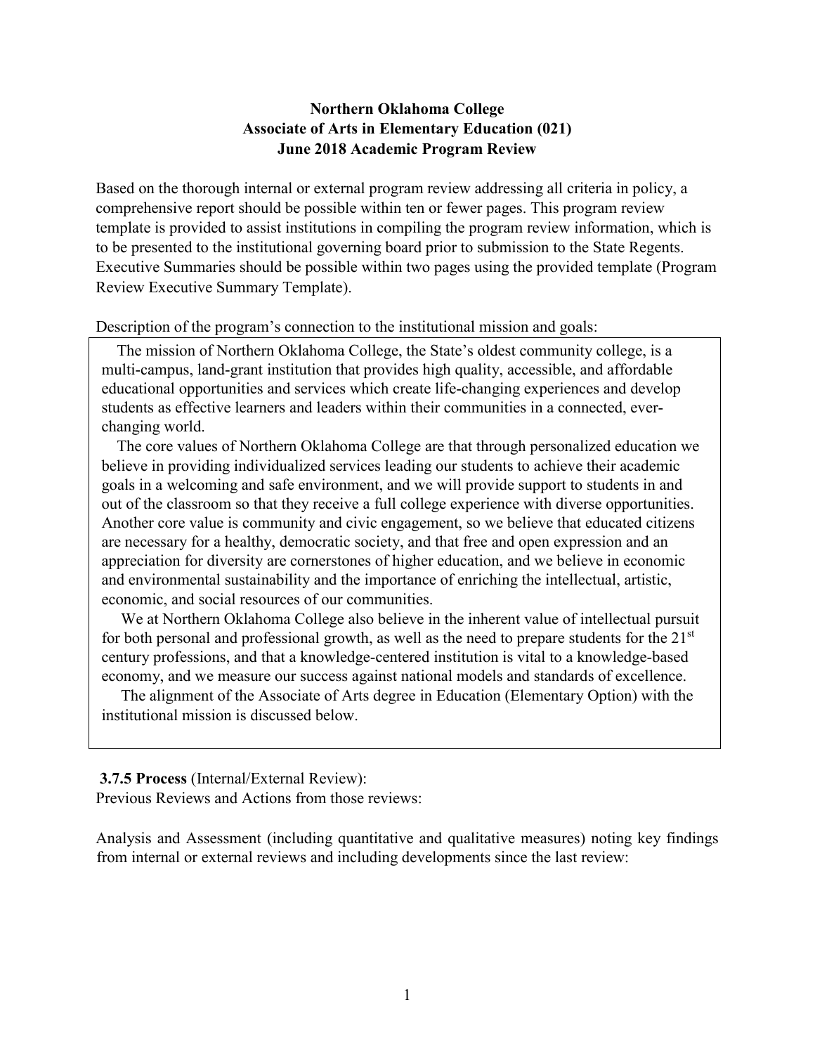# Northern Oklahoma College
## Associate of Arts in Elementary Education (021)
## June 2018 Academic Program Review

Based on the thorough internal or external program review addressing all criteria in policy, a comprehensive report should be possible within ten or fewer pages. This program review template is provided to assist institutions in compiling the program review information, which is to be presented to the institutional governing board prior to submission to the State Regents. Executive Summaries should be possible within two pages using the provided template (Program Review Executive Summary Template).

Description of the program's connection to the institutional mission and goals:

The mission of Northern Oklahoma College, the State's oldest community college, is a multi-campus, land-grant institution that provides high quality, accessible, and affordable educational opportunities and services which create life-changing experiences and develop students as effective learners and leaders within their communities in a connected, ever-changing world.

The core values of Northern Oklahoma College are that through personalized education we believe in providing individualized services leading our students to achieve their academic goals in a welcoming and safe environment, and we will provide support to students in and out of the classroom so that they receive a full college experience with diverse opportunities. Another core value is community and civic engagement, so we believe that educated citizens are necessary for a healthy, democratic society, and that free and open expression and an appreciation for diversity are cornerstones of higher education, and we believe in economic and environmental sustainability and the importance of enriching the intellectual, artistic, economic, and social resources of our communities.

We at Northern Oklahoma College also believe in the inherent value of intellectual pursuit for both personal and professional growth, as well as the need to prepare students for the 21st century professions, and that a knowledge-centered institution is vital to a knowledge-based economy, and we measure our success against national models and standards of excellence.

The alignment of the Associate of Arts degree in Education (Elementary Option) with the institutional mission is discussed below.

**3.7.5 Process** (Internal/External Review):

Previous Reviews and Actions from those reviews:

Analysis and Assessment (including quantitative and qualitative measures) noting key findings from internal or external reviews and including developments since the last review: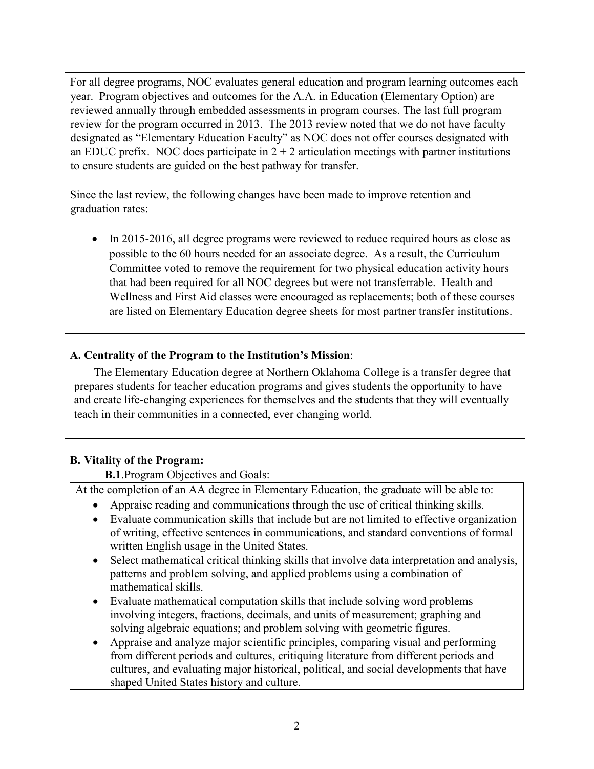For all degree programs, NOC evaluates general education and program learning outcomes each year. Program objectives and outcomes for the A.A. in Education (Elementary Option) are reviewed annually through embedded assessments in program courses. The last full program review for the program occurred in 2013. The 2013 review noted that we do not have faculty designated as "Elementary Education Faculty" as NOC does not offer courses designated with an EDUC prefix. NOC does participate in 2 + 2 articulation meetings with partner institutions to ensure students are guided on the best pathway for transfer.

Since the last review, the following changes have been made to improve retention and graduation rates:

- In 2015-2016, all degree programs were reviewed to reduce required hours as close as possible to the 60 hours needed for an associate degree. As a result, the Curriculum Committee voted to remove the requirement for two physical education activity hours that had been required for all NOC degrees but were not transferrable. Health and Wellness and First Aid classes were encouraged as replacements; both of these courses are listed on Elementary Education degree sheets for most partner transfer institutions.

**A. Centrality of the Program to the Institution's Mission**:

The Elementary Education degree at Northern Oklahoma College is a transfer degree that prepares students for teacher education programs and gives students the opportunity to have and create life-changing experiences for themselves and the students that they will eventually teach in their communities in a connected, ever changing world.

**B. Vitality of the Program:**

**B.1**.Program Objectives and Goals:

At the completion of an AA degree in Elementary Education, the graduate will be able to:

- Appraise reading and communications through the use of critical thinking skills.
- Evaluate communication skills that include but are not limited to effective organization of writing, effective sentences in communications, and standard conventions of formal written English usage in the United States.
- Select mathematical critical thinking skills that involve data interpretation and analysis, patterns and problem solving, and applied problems using a combination of mathematical skills.
- Evaluate mathematical computation skills that include solving word problems involving integers, fractions, decimals, and units of measurement; graphing and solving algebraic equations; and problem solving with geometric figures.
- Appraise and analyze major scientific principles, comparing visual and performing from different periods and cultures, critiquing literature from different periods and cultures, and evaluating major historical, political, and social developments that have shaped United States history and culture.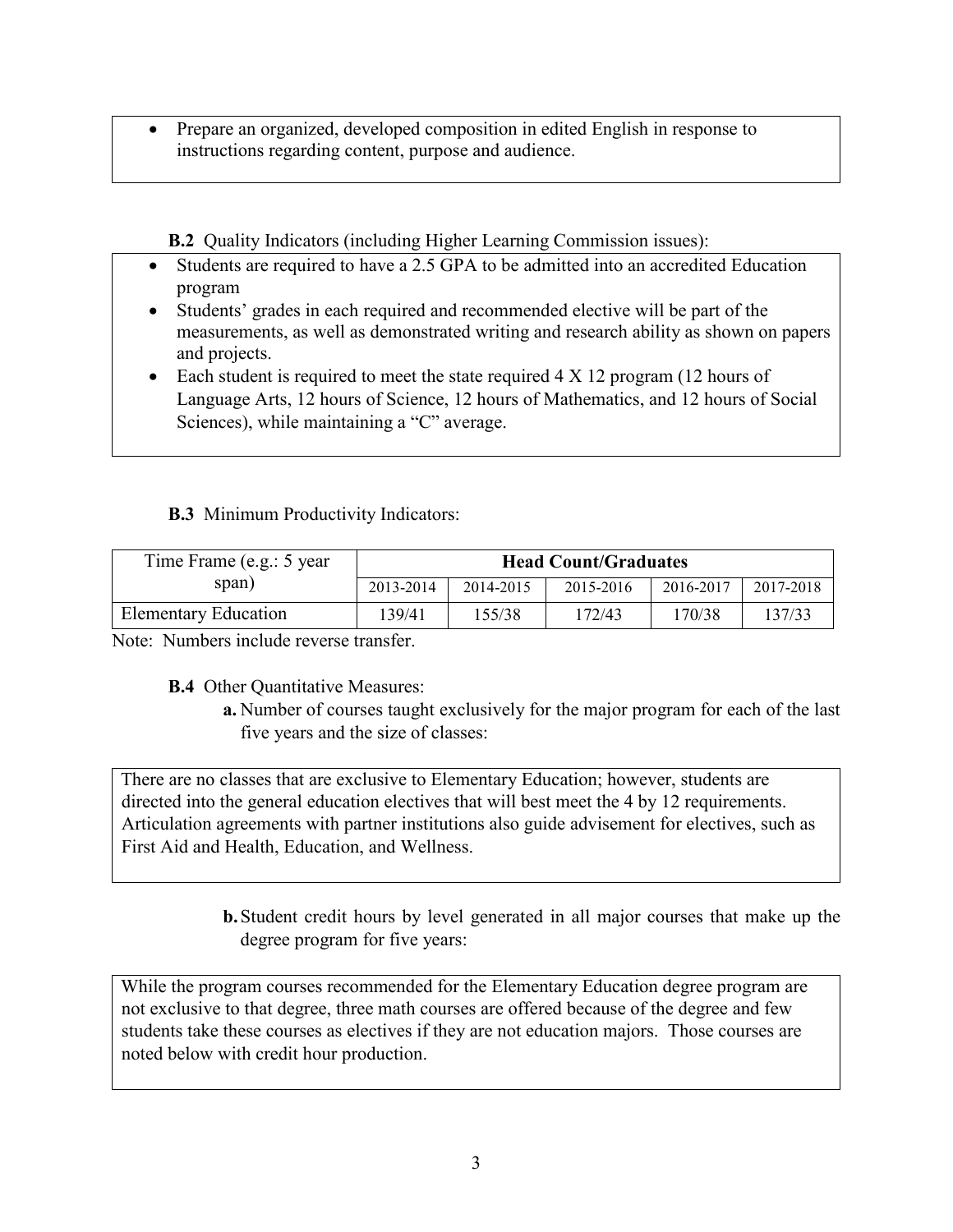- Prepare an organized, developed composition in edited English in response to instructions regarding content, purpose and audience.

**B.2** Quality Indicators (including Higher Learning Commission issues):

- Students are required to have a 2.5 GPA to be admitted into an accredited Education program
- Students' grades in each required and recommended elective will be part of the measurements, as well as demonstrated writing and research ability as shown on papers and projects.
- Each student is required to meet the state required 4 X 12 program (12 hours of Language Arts, 12 hours of Science, 12 hours of Mathematics, and 12 hours of Social Sciences), while maintaining a "C" average.

**B.3** Minimum Productivity Indicators:

| Time Frame (e.g.: 5 year span) | **Head Count/Graduates** | | | | |
|---|---|---|---|---|---|
| | 2013-2014 | 2014-2015 | 2015-2016 | 2016-2017 | 2017-2018 |
| Elementary Education | 139/41 | 155/38 | 172/43 | 170/38 | 137/33 |

Note: Numbers include reverse transfer.

**B.4** Other Quantitative Measures:

**a.** Number of courses taught exclusively for the major program for each of the last five years and the size of classes:

There are no classes that are exclusive to Elementary Education; however, students are directed into the general education electives that will best meet the 4 by 12 requirements. Articulation agreements with partner institutions also guide advisement for electives, such as First Aid and Health, Education, and Wellness.

**b.** Student credit hours by level generated in all major courses that make up the degree program for five years:

While the program courses recommended for the Elementary Education degree program are not exclusive to that degree, three math courses are offered because of the degree and few students take these courses as electives if they are not education majors. Those courses are noted below with credit hour production.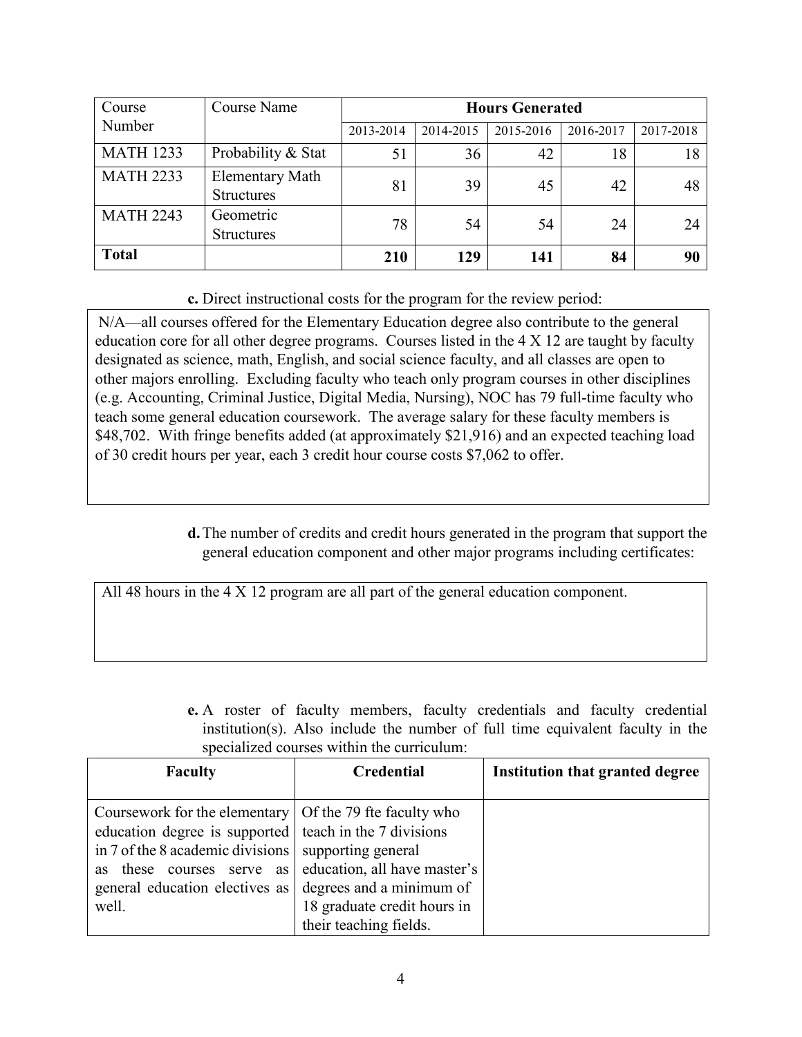| Course Number | Course Name | Hours Generated | | | | |
|---|---|---|---|---|---|---|
| | | 2013-2014 | 2014-2015 | 2015-2016 | 2016-2017 | 2017-2018 |
| MATH 1233 | Probability & Stat | 51 | 36 | 42 | 18 | 18 |
| MATH 2233 | Elementary Math Structures | 81 | 39 | 45 | 42 | 48 |
| MATH 2243 | Geometric Structures | 78 | 54 | 54 | 24 | 24 |
| **Total** | | **210** | **129** | **141** | **84** | **90** |

**c.** Direct instructional costs for the program for the review period:

N/A—all courses offered for the Elementary Education degree also contribute to the general education core for all other degree programs. Courses listed in the 4 X 12 are taught by faculty designated as science, math, English, and social science faculty, and all classes are open to other majors enrolling. Excluding faculty who teach only program courses in other disciplines (e.g. Accounting, Criminal Justice, Digital Media, Nursing), NOC has 79 full-time faculty who teach some general education coursework. The average salary for these faculty members is $48,702. With fringe benefits added (at approximately $21,916) and an expected teaching load of 30 credit hours per year, each 3 credit hour course costs $7,062 to offer.

**d.** The number of credits and credit hours generated in the program that support the general education component and other major programs including certificates:

All 48 hours in the 4 X 12 program are all part of the general education component.

**e.** A roster of faculty members, faculty credentials and faculty credential institution(s). Also include the number of full time equivalent faculty in the specialized courses within the curriculum:

| Faculty | Credential | Institution that granted degree |
|---|---|---|
| Coursework for the elementary education degree is supported in 7 of the 8 academic divisions as these courses serve as general education electives as well. | Of the 79 fte faculty who teach in the 7 divisions supporting general education, all have master's degrees and a minimum of 18 graduate credit hours in their teaching fields. | |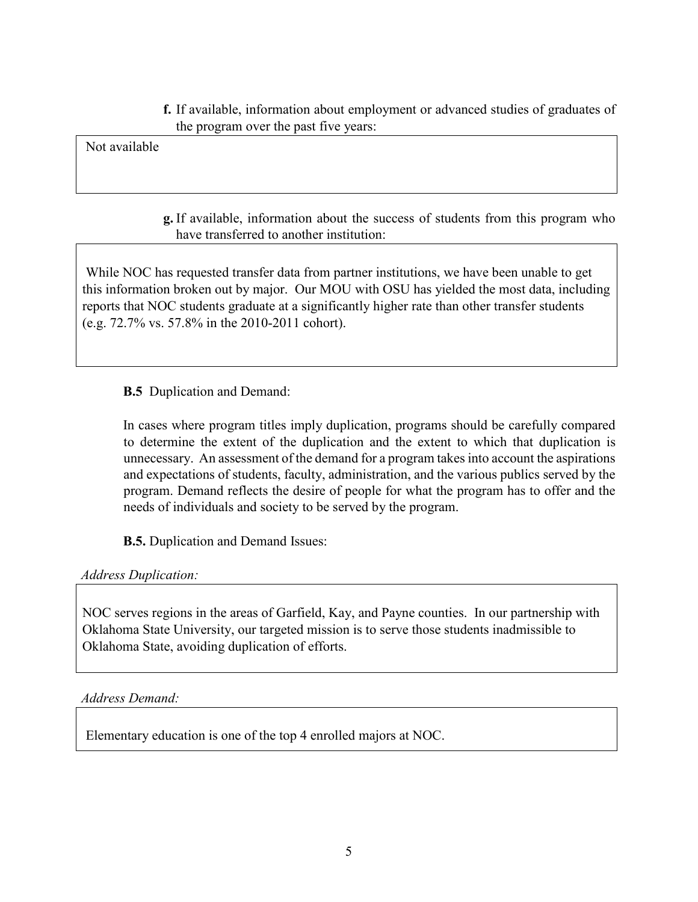**f.** If available, information about employment or advanced studies of graduates of the program over the past five years:

Not available

**g.** If available, information about the success of students from this program who have transferred to another institution:

While NOC has requested transfer data from partner institutions, we have been unable to get this information broken out by major. Our MOU with OSU has yielded the most data, including reports that NOC students graduate at a significantly higher rate than other transfer students (e.g. 72.7% vs. 57.8% in the 2010-2011 cohort).

**B.5** Duplication and Demand:

In cases where program titles imply duplication, programs should be carefully compared to determine the extent of the duplication and the extent to which that duplication is unnecessary. An assessment of the demand for a program takes into account the aspirations and expectations of students, faculty, administration, and the various publics served by the program. Demand reflects the desire of people for what the program has to offer and the needs of individuals and society to be served by the program.

**B.5.** Duplication and Demand Issues:

*Address Duplication:*

NOC serves regions in the areas of Garfield, Kay, and Payne counties. In our partnership with Oklahoma State University, our targeted mission is to serve those students inadmissible to Oklahoma State, avoiding duplication of efforts.

*Address Demand:*

Elementary education is one of the top 4 enrolled majors at NOC.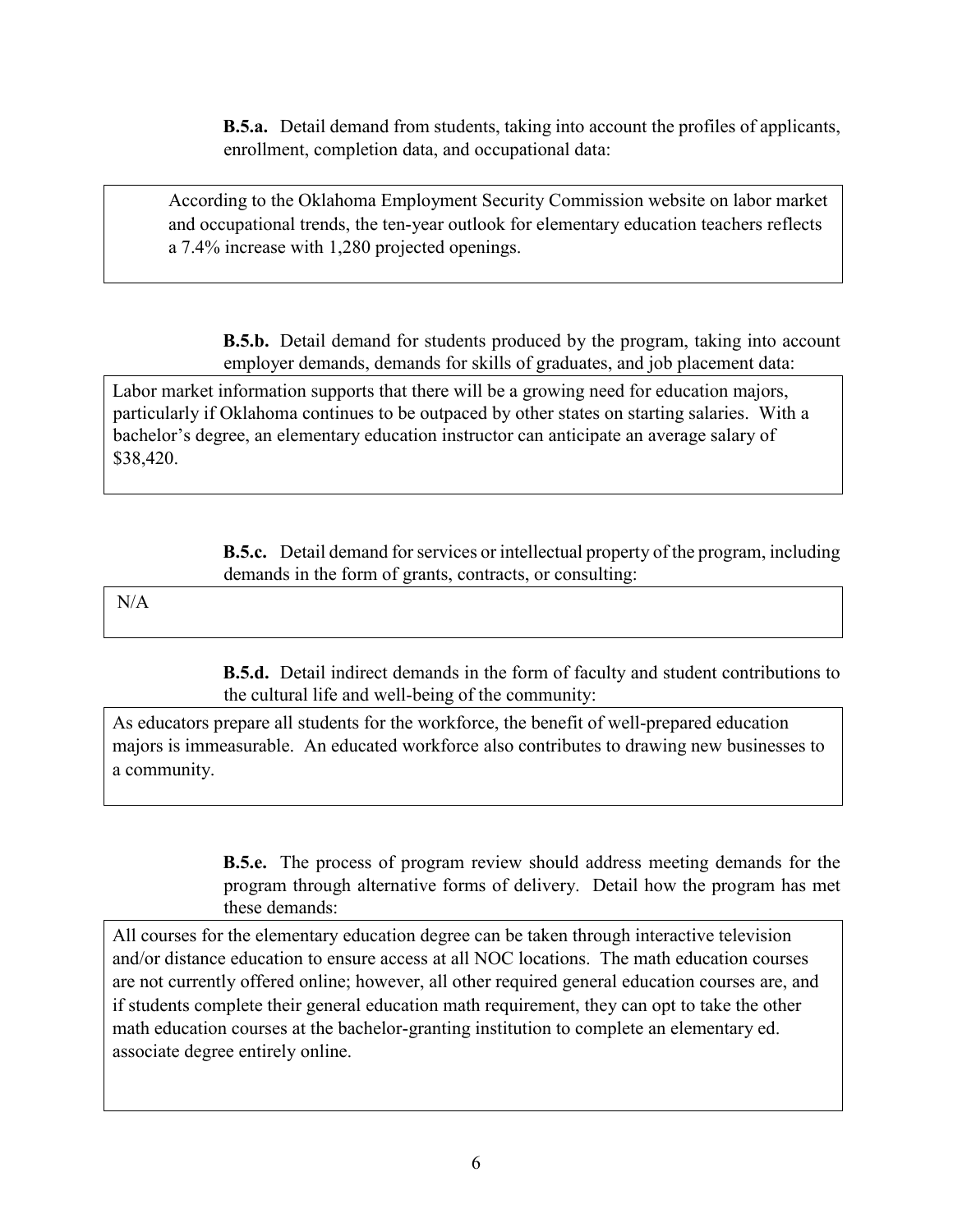**B.5.a.** Detail demand from students, taking into account the profiles of applicants, enrollment, completion data, and occupational data:

According to the Oklahoma Employment Security Commission website on labor market and occupational trends, the ten-year outlook for elementary education teachers reflects a 7.4% increase with 1,280 projected openings.

**B.5.b.** Detail demand for students produced by the program, taking into account employer demands, demands for skills of graduates, and job placement data:

Labor market information supports that there will be a growing need for education majors, particularly if Oklahoma continues to be outpaced by other states on starting salaries. With a bachelor's degree, an elementary education instructor can anticipate an average salary of $38,420.

**B.5.c.** Detail demand for services or intellectual property of the program, including demands in the form of grants, contracts, or consulting:

N/A

**B.5.d.** Detail indirect demands in the form of faculty and student contributions to the cultural life and well-being of the community:

As educators prepare all students for the workforce, the benefit of well-prepared education majors is immeasurable. An educated workforce also contributes to drawing new businesses to a community.

**B.5.e.** The process of program review should address meeting demands for the program through alternative forms of delivery. Detail how the program has met these demands:

All courses for the elementary education degree can be taken through interactive television and/or distance education to ensure access at all NOC locations. The math education courses are not currently offered online; however, all other required general education courses are, and if students complete their general education math requirement, they can opt to take the other math education courses at the bachelor-granting institution to complete an elementary ed. associate degree entirely online.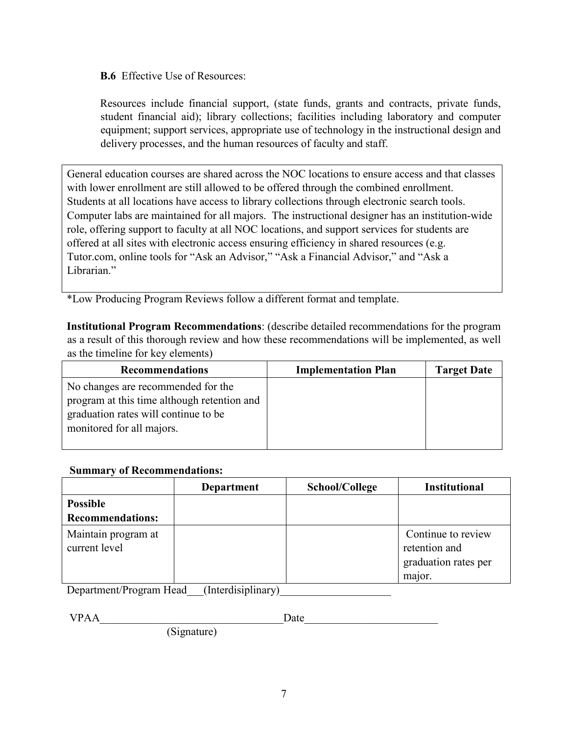**B.6** Effective Use of Resources:

Resources include financial support, (state funds, grants and contracts, private funds, student financial aid); library collections; facilities including laboratory and computer equipment; support services, appropriate use of technology in the instructional design and delivery processes, and the human resources of faculty and staff.

| |
|---|
| General education courses are shared across the NOC locations to ensure access and that classes with lower enrollment are still allowed to be offered through the combined enrollment. Students at all locations have access to library collections through electronic search tools. Computer labs are maintained for all majors. The instructional designer has an institution-wide role, offering support to faculty at all NOC locations, and support services for students are offered at all sites with electronic access ensuring efficiency in shared resources (e.g. Tutor.com, online tools for "Ask an Advisor," "Ask a Financial Advisor," and "Ask a Librarian." |

*Low Producing Program Reviews follow a different format and template.

**Institutional Program Recommendations**: (describe detailed recommendations for the program as a result of this thorough review and how these recommendations will be implemented, as well as the timeline for key elements)

| Recommendations | Implementation Plan | Target Date |
|---|---|---|
| No changes are recommended for the program at this time although retention and graduation rates will continue to be monitored for all majors. | | |

**Summary of Recommendations:**

| | Department | School/College | Institutional |
|---|---|---|---|
| **Possible Recommendations:** | | | |
| Maintain program at current level | | | Continue to review retention and graduation rates per major. |

Department/Program Head___(Interdisiplinary)____________________

VPAA_________________________________Date________________________
(Signature)